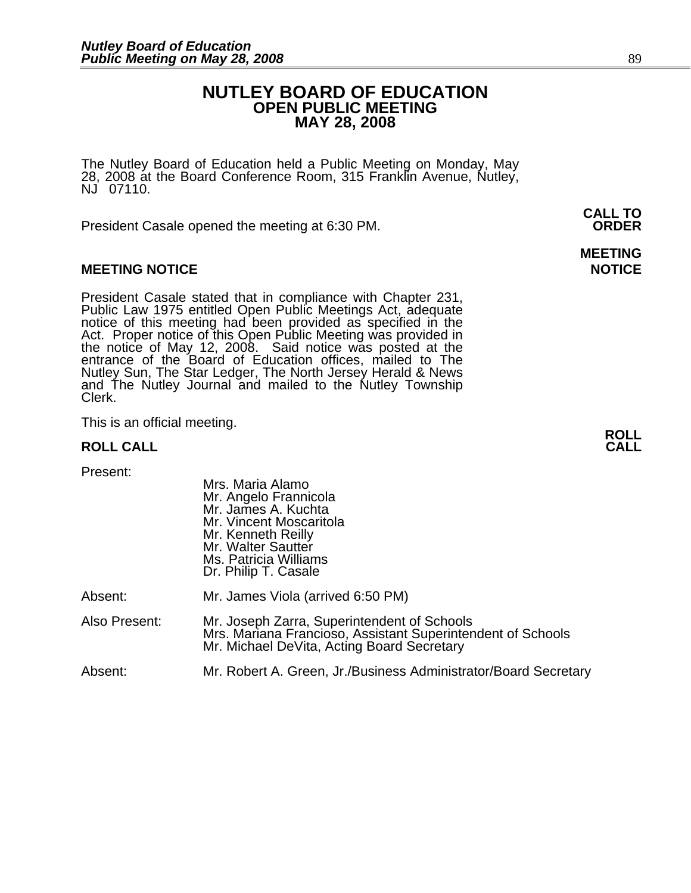# NUTLEY BOARD OF EDUCATION
## OPEN PUBLIC MEETING
## MAY 28, 2008

The Nutley Board of Education held a Public Meeting on Monday, May 28, 2008 at the Board Conference Room, 315 Franklin Avenue, Nutley, NJ 07110.

**CALL TO ORDER**

President Casale opened the meeting at 6:30 PM.

**MEETING NOTICE**

President Casale stated that in compliance with Chapter 231, Public Law 1975 entitled Open Public Meetings Act, adequate notice of this meeting had been provided as specified in the Act. Proper notice of this Open Public Meeting was provided in the notice of May 12, 2008. Said notice was posted at the entrance of the Board of Education offices, mailed to The Nutley Sun, The Star Ledger, The North Jersey Herald & News and The Nutley Journal and mailed to the Nutley Township Clerk.

This is an official meeting.

**ROLL CALL**

Present:

Mrs. Maria Alamo
Mr. Angelo Frannicola
Mr. James A. Kuchta
Mr. Vincent Moscaritola
Mr. Kenneth Reilly
Mr. Walter Sautter
Ms. Patricia Williams
Dr. Philip T. Casale

Absent: Mr. James Viola (arrived 6:50 PM)

Also Present:
Mr. Joseph Zarra, Superintendent of Schools
Mrs. Mariana Francioso, Assistant Superintendent of Schools
Mr. Michael DeVita, Acting Board Secretary

Absent: Mr. Robert A. Green, Jr./Business Administrator/Board Secretary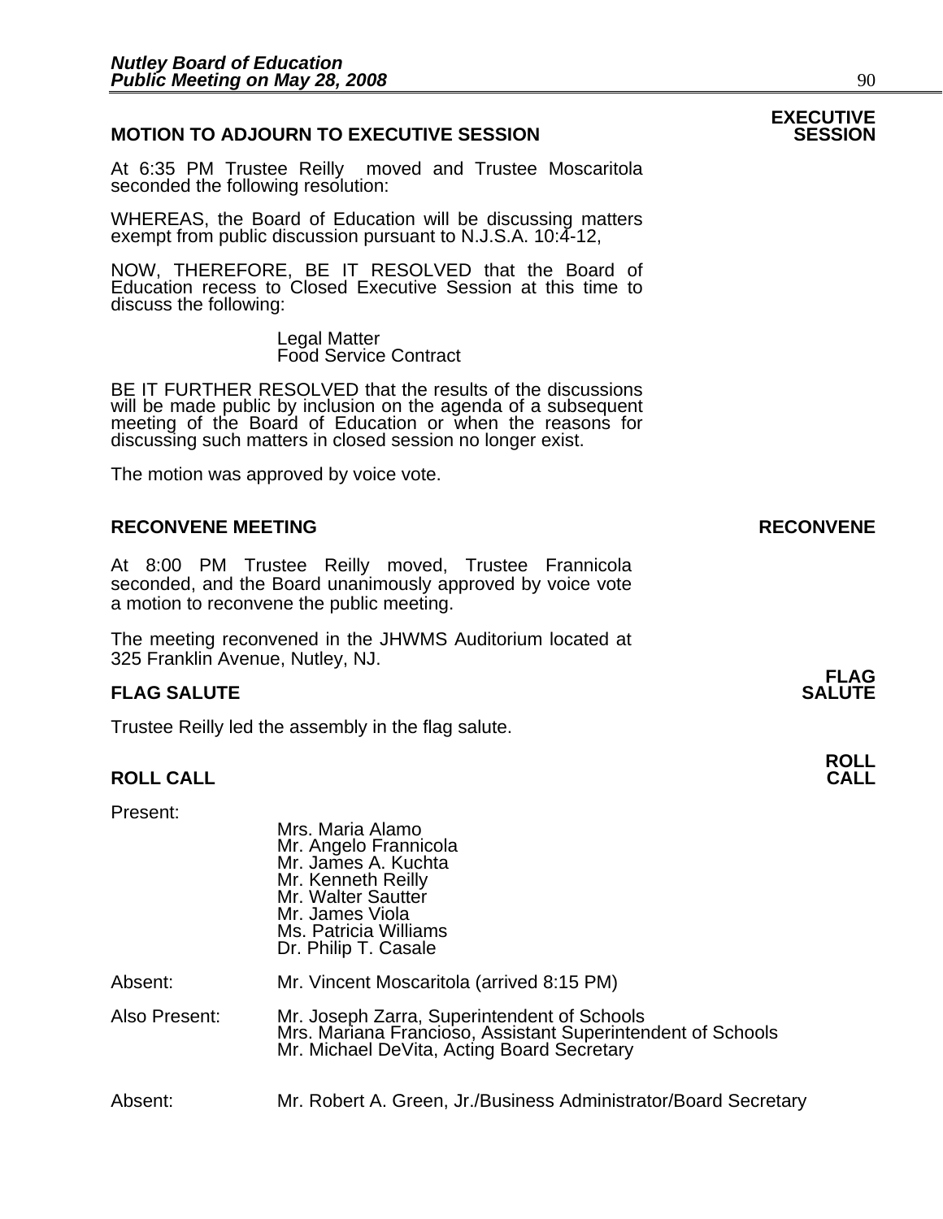## MOTION TO ADJOURN TO EXECUTIVE SESSION

**EXECUTIVE SESSION**

At 6:35 PM Trustee Reilly moved and Trustee Moscaritola seconded the following resolution:

WHEREAS, the Board of Education will be discussing matters exempt from public discussion pursuant to N.J.S.A. 10:4-12,

NOW, THEREFORE, BE IT RESOLVED that the Board of Education recess to Closed Executive Session at this time to discuss the following:

Legal Matter
Food Service Contract

BE IT FURTHER RESOLVED that the results of the discussions will be made public by inclusion on the agenda of a subsequent meeting of the Board of Education or when the reasons for discussing such matters in closed session no longer exist.

The motion was approved by voice vote.

## RECONVENE MEETING

**RECONVENE**

At 8:00 PM Trustee Reilly moved, Trustee Frannicola seconded, and the Board unanimously approved by voice vote a motion to reconvene the public meeting.

The meeting reconvened in the JHWMS Auditorium located at 325 Franklin Avenue, Nutley, NJ.

## FLAG SALUTE

**FLAG SALUTE**

Trustee Reilly led the assembly in the flag salute.

## ROLL CALL

**ROLL CALL**

Present:

Mrs. Maria Alamo
Mr. Angelo Frannicola
Mr. James A. Kuchta
Mr. Kenneth Reilly
Mr. Walter Sautter
Mr. James Viola
Ms. Patricia Williams
Dr. Philip T. Casale

Absent: Mr. Vincent Moscaritola (arrived 8:15 PM)

Also Present: Mr. Joseph Zarra, Superintendent of Schools
Mrs. Mariana Francioso, Assistant Superintendent of Schools
Mr. Michael DeVita, Acting Board Secretary

Absent: Mr. Robert A. Green, Jr./Business Administrator/Board Secretary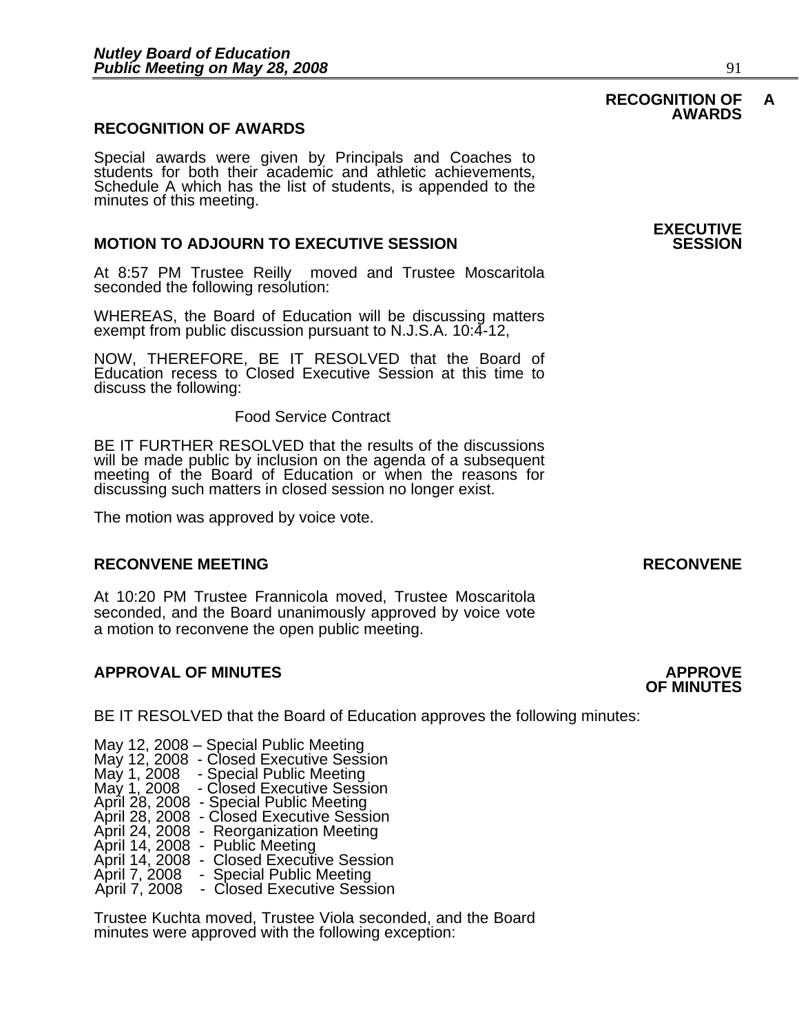**RECOGNITION OF AWARDS**

## RECOGNITION OF AWARDS

Special awards were given by Principals and Coaches to students for both their academic and athletic achievements, Schedule A which has the list of students, is appended to the minutes of this meeting.

**EXECUTIVE SESSION**

## MOTION TO ADJOURN TO EXECUTIVE SESSION

At 8:57 PM Trustee Reilly moved and Trustee Moscaritola seconded the following resolution:

WHEREAS, the Board of Education will be discussing matters exempt from public discussion pursuant to N.J.S.A. 10:4-12,

NOW, THEREFORE, BE IT RESOLVED that the Board of Education recess to Closed Executive Session at this time to discuss the following:

Food Service Contract

BE IT FURTHER RESOLVED that the results of the discussions will be made public by inclusion on the agenda of a subsequent meeting of the Board of Education or when the reasons for discussing such matters in closed session no longer exist.

The motion was approved by voice vote.

**RECONVENE**

## RECONVENE MEETING

At 10:20 PM Trustee Frannicola moved, Trustee Moscaritola seconded, and the Board unanimously approved by voice vote a motion to reconvene the open public meeting.

**APPROVE OF MINUTES**

## APPROVAL OF MINUTES

BE IT RESOLVED that the Board of Education approves the following minutes:

May 12, 2008 – Special Public Meeting
May 12, 2008 - Closed Executive Session
May 1, 2008 - Special Public Meeting
May 1, 2008 - Closed Executive Session
April 28, 2008 - Special Public Meeting
April 28, 2008 - Closed Executive Session
April 24, 2008 - Reorganization Meeting
April 14, 2008 - Public Meeting
April 14, 2008 - Closed Executive Session
April 7, 2008 - Special Public Meeting
April 7, 2008 - Closed Executive Session

Trustee Kuchta moved, Trustee Viola seconded, and the Board minutes were approved with the following exception: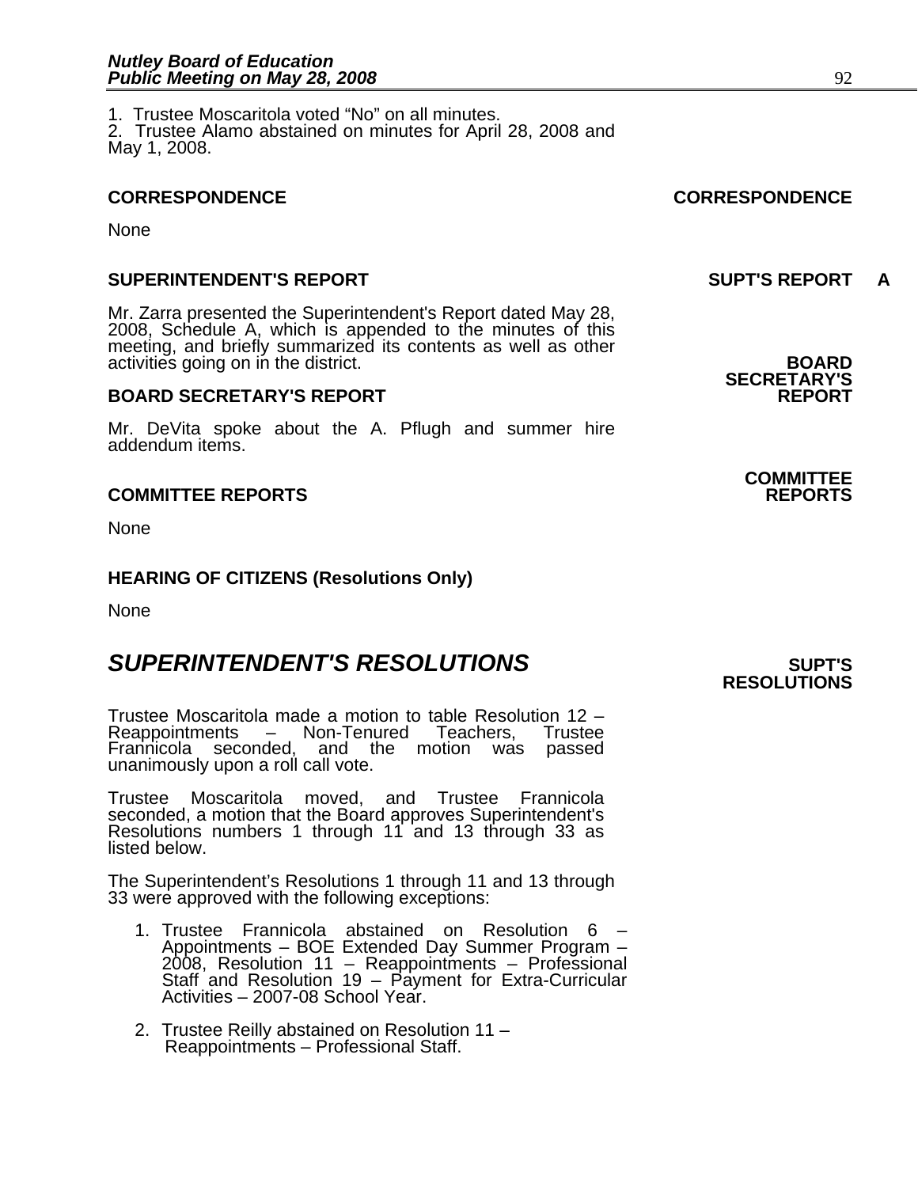1. Trustee Moscaritola voted "No" on all minutes.
2. Trustee Alamo abstained on minutes for April 28, 2008 and May 1, 2008.

**CORRESPONDENCE**

None

**SUPERINTENDENT'S REPORT**

Mr. Zarra presented the Superintendent's Report dated May 28, 2008, Schedule A, which is appended to the minutes of this meeting, and briefly summarized its contents as well as other activities going on in the district.

**BOARD SECRETARY'S REPORT**

Mr. DeVita spoke about the A. Pflugh and summer hire addendum items.

**COMMITTEE REPORTS**

None

**HEARING OF CITIZENS (Resolutions Only)**

None

## *SUPERINTENDENT'S RESOLUTIONS*

Trustee Moscaritola made a motion to table Resolution 12 – Reappointments – Non-Tenured Teachers, Trustee Frannicola seconded, and the motion was passed unanimously upon a roll call vote.

Trustee Moscaritola moved, and Trustee Frannicola seconded, a motion that the Board approves Superintendent's Resolutions numbers 1 through 11 and 13 through 33 as listed below.

The Superintendent's Resolutions 1 through 11 and 13 through 33 were approved with the following exceptions:

1. Trustee Frannicola abstained on Resolution 6 – Appointments – BOE Extended Day Summer Program – 2008, Resolution 11 – Reappointments – Professional Staff and Resolution 19 – Payment for Extra-Curricular Activities – 2007-08 School Year.

2. Trustee Reilly abstained on Resolution 11 – Reappointments – Professional Staff.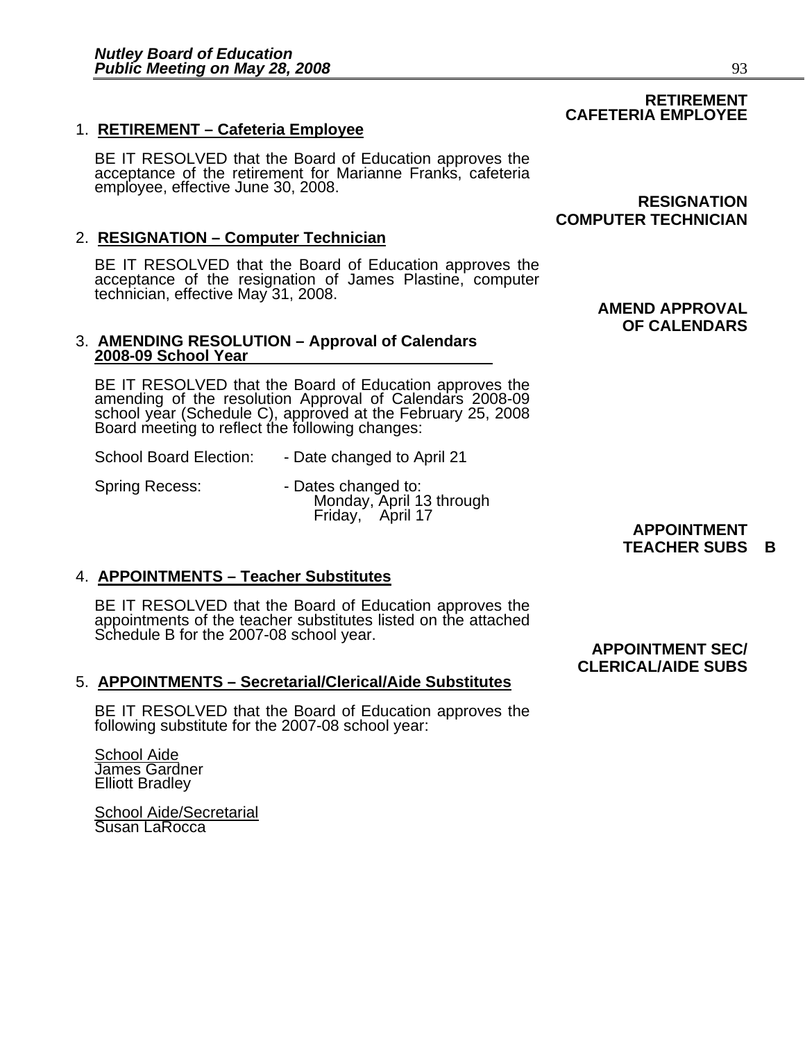**RETIREMENT CAFETERIA EMPLOYEE**

1. **RETIREMENT – Cafeteria Employee**

BE IT RESOLVED that the Board of Education approves the acceptance of the retirement for Marianne Franks, cafeteria employee, effective June 30, 2008.

**RESIGNATION COMPUTER TECHNICIAN**

2. **RESIGNATION – Computer Technician**

BE IT RESOLVED that the Board of Education approves the acceptance of the resignation of James Plastine, computer technician, effective May 31, 2008.

**AMEND APPROVAL OF CALENDARS**

3. **AMENDING RESOLUTION – Approval of Calendars 2008-09 School Year**

BE IT RESOLVED that the Board of Education approves the amending of the resolution Approval of Calendars 2008-09 school year (Schedule C), approved at the February 25, 2008 Board meeting to reflect the following changes:

School Board Election: - Date changed to April 21

Spring Recess: - Dates changed to:
Monday, April 13 through
Friday, April 17

**APPOINTMENT TEACHER SUBS B**

4. **APPOINTMENTS – Teacher Substitutes**

BE IT RESOLVED that the Board of Education approves the appointments of the teacher substitutes listed on the attached Schedule B for the 2007-08 school year.

**APPOINTMENT SEC/ CLERICAL/AIDE SUBS**

5. **APPOINTMENTS – Secretarial/Clerical/Aide Substitutes**

BE IT RESOLVED that the Board of Education approves the following substitute for the 2007-08 school year:

School Aide
James Gardner
Elliott Bradley

School Aide/Secretarial
Susan LaRocca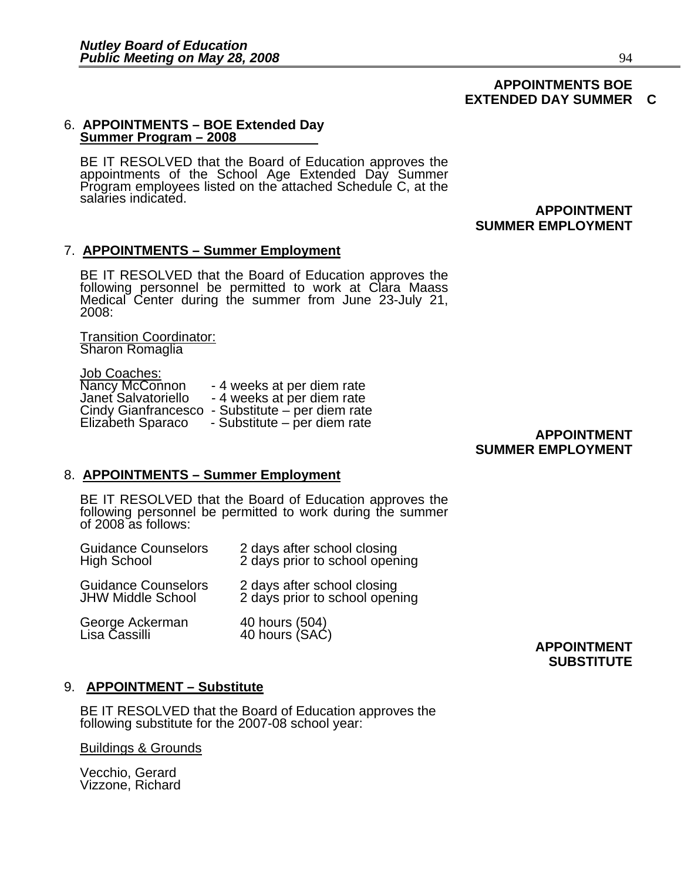**APPOINTMENTS BOE EXTENDED DAY SUMMER C**

6. **APPOINTMENTS – BOE Extended Day Summer Program – 2008**

BE IT RESOLVED that the Board of Education approves the appointments of the School Age Extended Day Summer Program employees listed on the attached Schedule C, at the salaries indicated.

**APPOINTMENT SUMMER EMPLOYMENT**

7. **APPOINTMENTS – Summer Employment**

BE IT RESOLVED that the Board of Education approves the following personnel be permitted to work at Clara Maass Medical Center during the summer from June 23-July 21, 2008:

Transition Coordinator:
Sharon Romaglia

Job Coaches:

| | |
|---|---|
| Nancy McConnon | - 4 weeks at per diem rate |
| Janet Salvatoriello | - 4 weeks at per diem rate |
| Cindy Gianfrancesco | - Substitute – per diem rate |
| Elizabeth Sparaco | - Substitute – per diem rate |

**APPOINTMENT SUMMER EMPLOYMENT**

8. **APPOINTMENTS – Summer Employment**

BE IT RESOLVED that the Board of Education approves the following personnel be permitted to work during the summer of 2008 as follows:

| | |
|---|---|
| Guidance Counselors High School | 2 days after school closing<br>2 days prior to school opening |
| Guidance Counselors JHW Middle School | 2 days after school closing<br>2 days prior to school opening |
| George Ackerman | 40 hours (504) |
| Lisa Cassilli | 40 hours (SAC) |

**APPOINTMENT SUBSTITUTE**

9. **APPOINTMENT – Substitute**

BE IT RESOLVED that the Board of Education approves the following substitute for the 2007-08 school year:

Buildings & Grounds

Vecchio, Gerard
Vizzone, Richard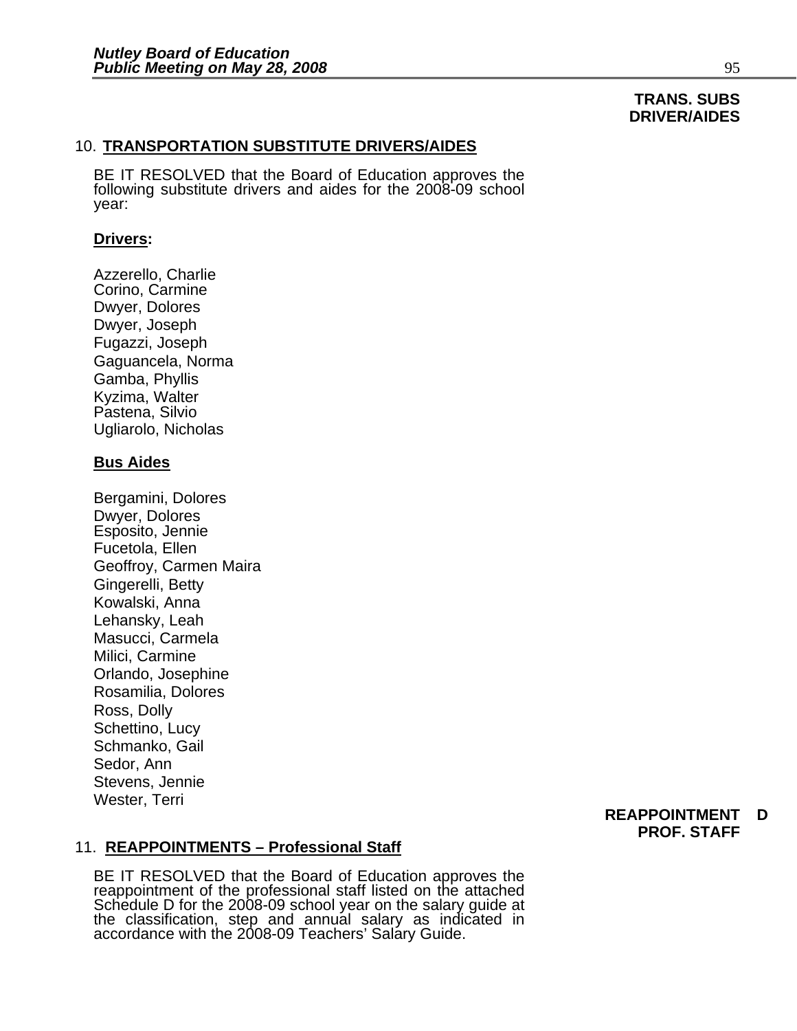**TRANS. SUBS DRIVER/AIDES**

10. **TRANSPORTATION SUBSTITUTE DRIVERS/AIDES**

BE IT RESOLVED that the Board of Education approves the following substitute drivers and aides for the 2008-09 school year:

**Drivers:**

Azzerello, Charlie
Corino, Carmine
Dwyer, Dolores
Dwyer, Joseph
Fugazzi, Joseph
Gaguancela, Norma
Gamba, Phyllis
Kyzima, Walter
Pastena, Silvio
Ugliarolo, Nicholas

**Bus Aides**

Bergamini, Dolores
Dwyer, Dolores
Esposito, Jennie
Fucetola, Ellen
Geoffroy, Carmen Maira
Gingerelli, Betty
Kowalski, Anna
Lehansky, Leah
Masucci, Carmela
Milici, Carmine
Orlando, Josephine
Rosamilia, Dolores
Ross, Dolly
Schettino, Lucy
Schmanko, Gail
Sedor, Ann
Stevens, Jennie
Wester, Terri

**REAPPOINTMENT D PROF. STAFF**

11. **REAPPOINTMENTS – Professional Staff**

BE IT RESOLVED that the Board of Education approves the reappointment of the professional staff listed on the attached Schedule D for the 2008-09 school year on the salary guide at the classification, step and annual salary as indicated in accordance with the 2008-09 Teachers' Salary Guide.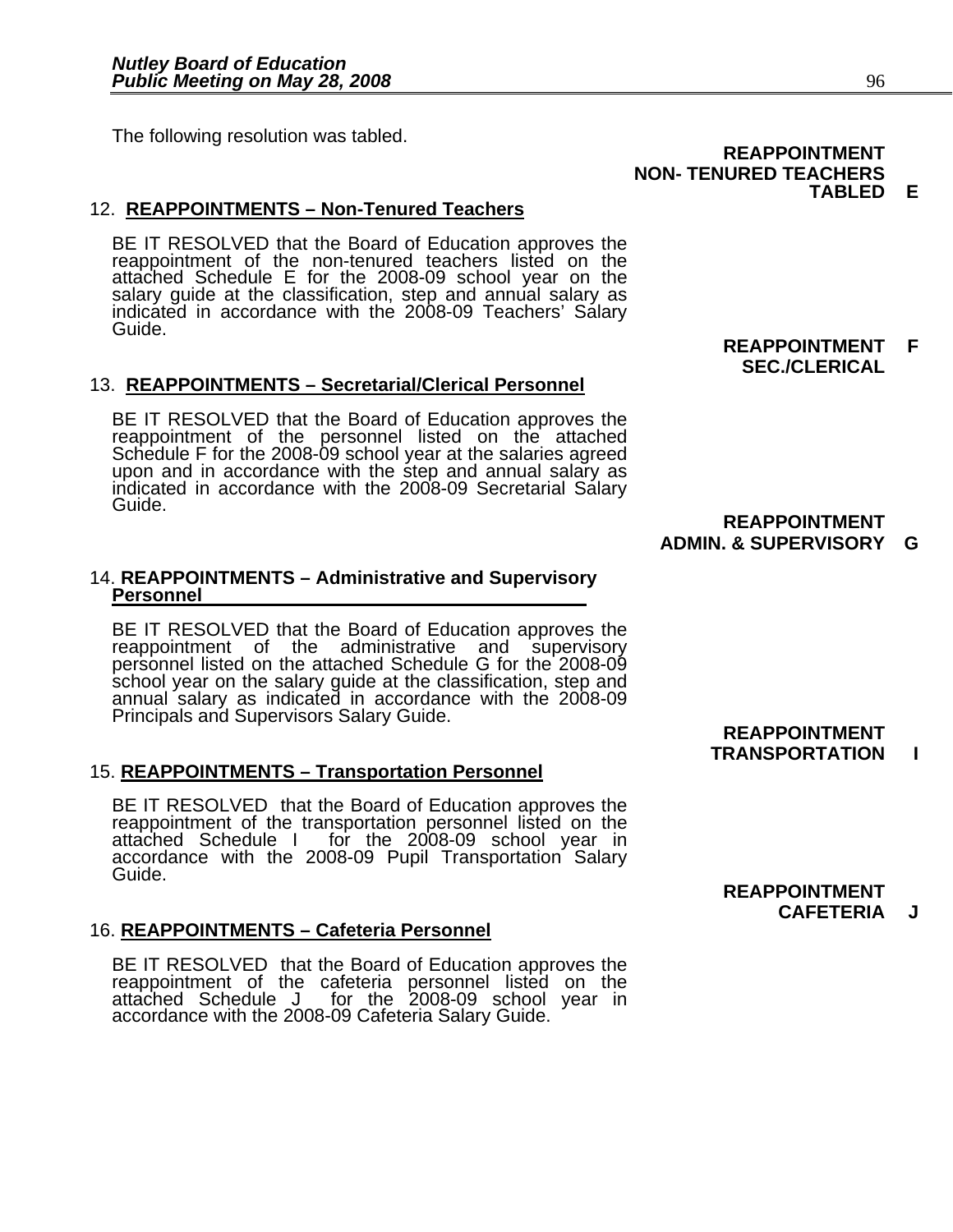The following resolution was tabled.

**REAPPOINTMENT NON- TENURED TEACHERS TABLED E**

12. **REAPPOINTMENTS – Non-Tenured Teachers**

BE IT RESOLVED that the Board of Education approves the reappointment of the non-tenured teachers listed on the attached Schedule E for the 2008-09 school year on the salary guide at the classification, step and annual salary as indicated in accordance with the 2008-09 Teachers' Salary Guide.

**REAPPOINTMENT F SEC./CLERICAL**

13. **REAPPOINTMENTS – Secretarial/Clerical Personnel**

BE IT RESOLVED that the Board of Education approves the reappointment of the personnel listed on the attached Schedule F for the 2008-09 school year at the salaries agreed upon and in accordance with the step and annual salary as indicated in accordance with the 2008-09 Secretarial Salary Guide.

**REAPPOINTMENT ADMIN. & SUPERVISORY G**

14. **REAPPOINTMENTS – Administrative and Supervisory Personnel**

BE IT RESOLVED that the Board of Education approves the reappointment of the administrative and supervisory personnel listed on the attached Schedule G for the 2008-09 school year on the salary guide at the classification, step and annual salary as indicated in accordance with the 2008-09 Principals and Supervisors Salary Guide.

**REAPPOINTMENT TRANSPORTATION I**

15. **REAPPOINTMENTS – Transportation Personnel**

BE IT RESOLVED that the Board of Education approves the reappointment of the transportation personnel listed on the attached Schedule I for the 2008-09 school year in accordance with the 2008-09 Pupil Transportation Salary Guide.

**REAPPOINTMENT CAFETERIA J**

16. **REAPPOINTMENTS – Cafeteria Personnel**

BE IT RESOLVED that the Board of Education approves the reappointment of the cafeteria personnel listed on the attached Schedule J for the 2008-09 school year in accordance with the 2008-09 Cafeteria Salary Guide.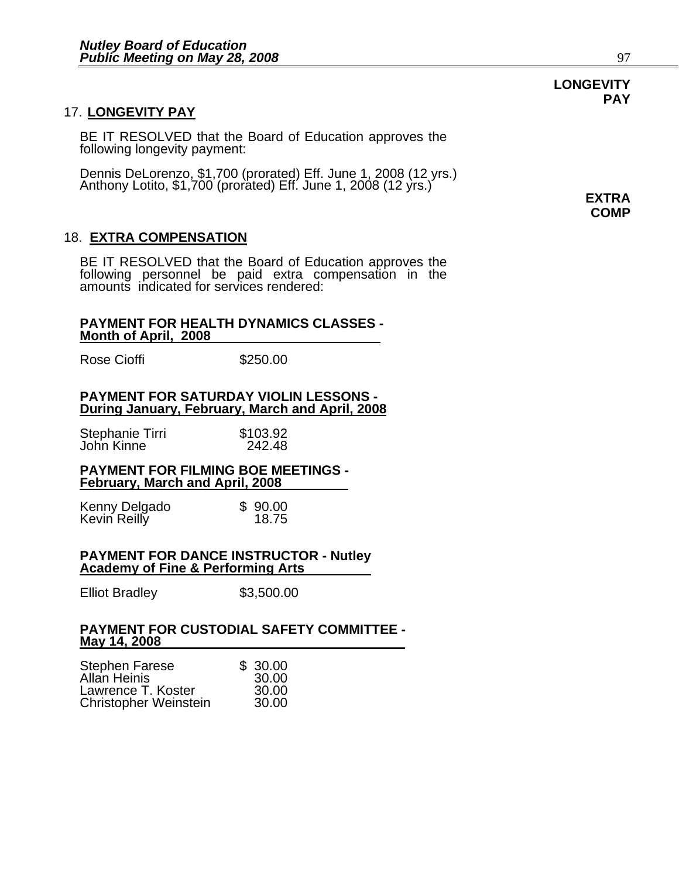**LONGEVITY PAY**

## 17. LONGEVITY PAY

BE IT RESOLVED that the Board of Education approves the following longevity payment:

Dennis DeLorenzo, $1,700 (prorated) Eff. June 1, 2008 (12 yrs.)
Anthony Lotito, $1,700 (prorated) Eff. June 1, 2008 (12 yrs.)

**EXTRA COMP**

## 18. EXTRA COMPENSATION

BE IT RESOLVED that the Board of Education approves the following personnel be paid extra compensation in the amounts indicated for services rendered:

**PAYMENT FOR HEALTH DYNAMICS CLASSES - Month of April, 2008**

| | |
|---|---|
| Rose Cioffi | $250.00 |

**PAYMENT FOR SATURDAY VIOLIN LESSONS - During January, February, March and April, 2008**

| | |
|---|---|
| Stephanie Tirri | $103.92 |
| John Kinne | 242.48 |

**PAYMENT FOR FILMING BOE MEETINGS - February, March and April, 2008**

| | |
|---|---|
| Kenny Delgado | $ 90.00 |
| Kevin Reilly | 18.75 |

**PAYMENT FOR DANCE INSTRUCTOR - Nutley Academy of Fine & Performing Arts**

| | |
|---|---|
| Elliot Bradley | $3,500.00 |

**PAYMENT FOR CUSTODIAL SAFETY COMMITTEE - May 14, 2008**

| | |
|---|---|
| Stephen Farese | $ 30.00 |
| Allan Heinis | 30.00 |
| Lawrence T. Koster | 30.00 |
| Christopher Weinstein | 30.00 |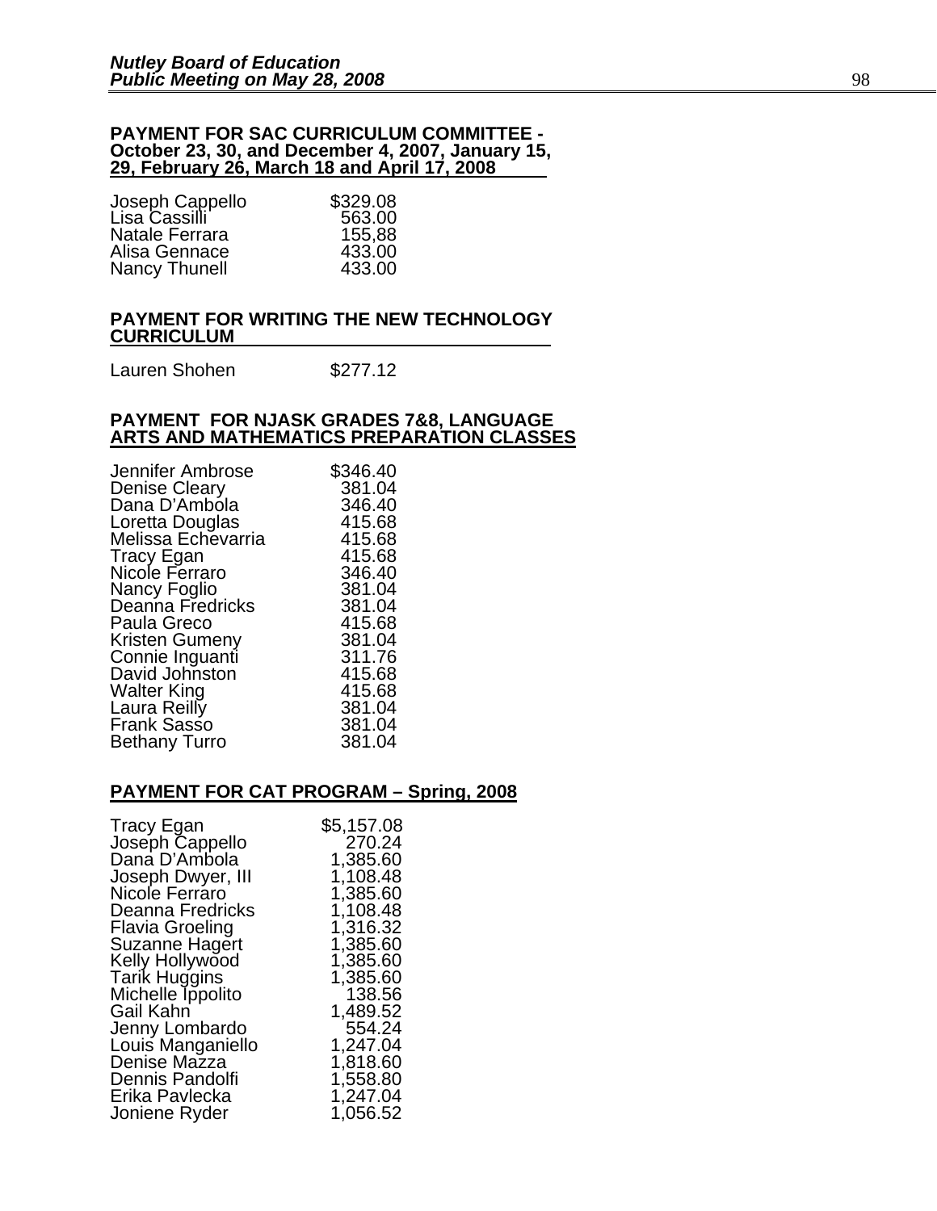**PAYMENT FOR SAC CURRICULUM COMMITTEE - October 23, 30, and December 4, 2007, January 15, 29, February 26, March 18 and April 17, 2008**

| | |
|---|---|
| Joseph Cappello | $329.08 |
| Lisa Cassilli | 563.00 |
| Natale Ferrara | 155,88 |
| Alisa Gennace | 433.00 |
| Nancy Thunell | 433.00 |

**PAYMENT FOR WRITING THE NEW TECHNOLOGY CURRICULUM**

| | |
|---|---|
| Lauren Shohen | $277.12 |

**PAYMENT FOR NJASK GRADES 7&8, LANGUAGE ARTS AND MATHEMATICS PREPARATION CLASSES**

| | |
|---|---|
| Jennifer Ambrose | $346.40 |
| Denise Cleary | 381.04 |
| Dana D'Ambola | 346.40 |
| Loretta Douglas | 415.68 |
| Melissa Echevarria | 415.68 |
| Tracy Egan | 415.68 |
| Nicole Ferraro | 346.40 |
| Nancy Foglio | 381.04 |
| Deanna Fredricks | 381.04 |
| Paula Greco | 415.68 |
| Kristen Gumeny | 381.04 |
| Connie Inguanti | 311.76 |
| David Johnston | 415.68 |
| Walter King | 415.68 |
| Laura Reilly | 381.04 |
| Frank Sasso | 381.04 |
| Bethany Turro | 381.04 |

**PAYMENT FOR CAT PROGRAM – Spring, 2008**

| | |
|---|---|
| Tracy Egan | $5,157.08 |
| Joseph Cappello | 270.24 |
| Dana D'Ambola | 1,385.60 |
| Joseph Dwyer, III | 1,108.48 |
| Nicole Ferraro | 1,385.60 |
| Deanna Fredricks | 1,108.48 |
| Flavia Groeling | 1,316.32 |
| Suzanne Hagert | 1,385.60 |
| Kelly Hollywood | 1,385.60 |
| Tarik Huggins | 1,385.60 |
| Michelle Ippolito | 138.56 |
| Gail Kahn | 1,489.52 |
| Jenny Lombardo | 554.24 |
| Louis Manganiello | 1,247.04 |
| Denise Mazza | 1,818.60 |
| Dennis Pandolfi | 1,558.80 |
| Erika Pavlecka | 1,247.04 |
| Joniene Ryder | 1,056.52 |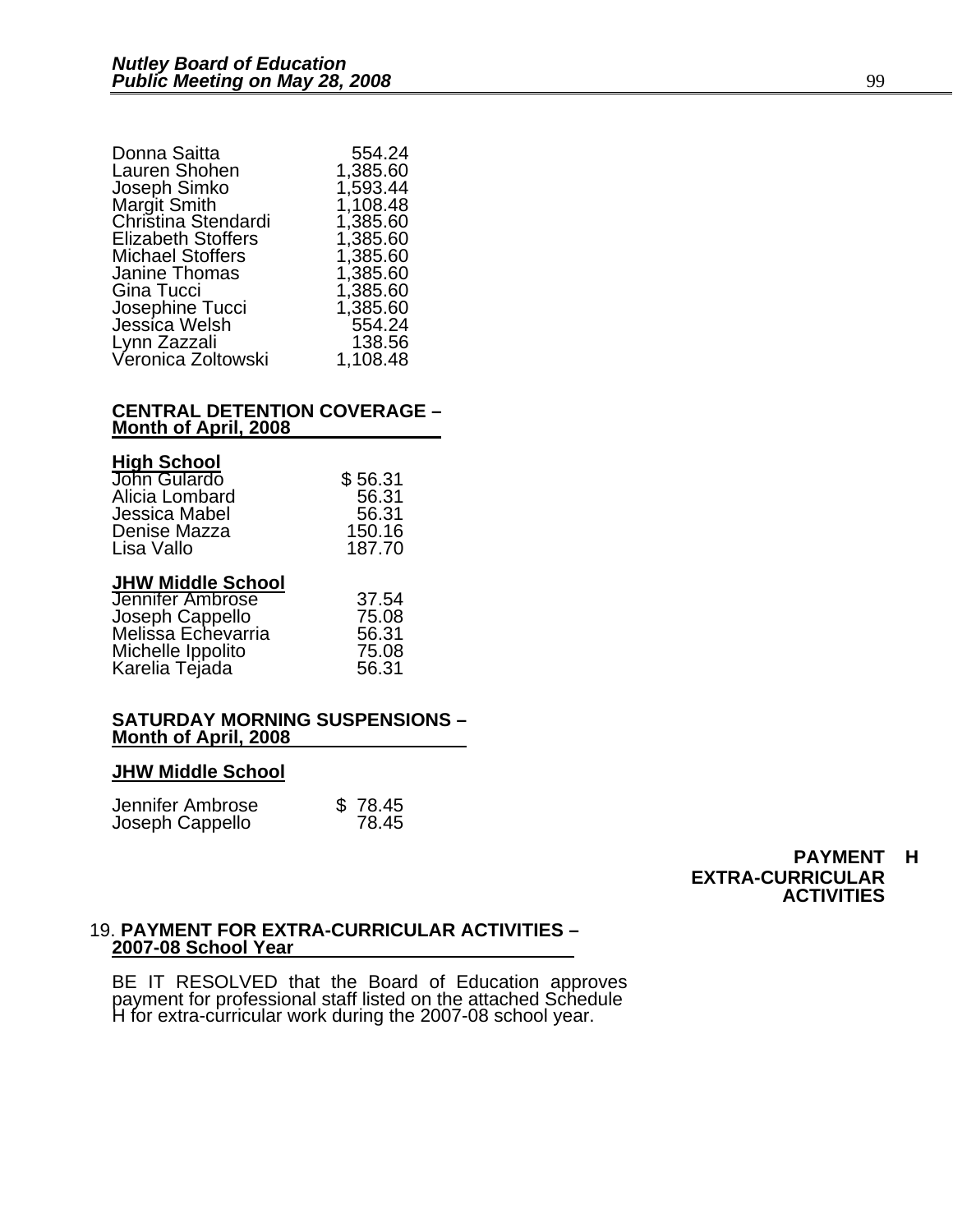| | |
|---|---|
| Donna Saitta | 554.24 |
| Lauren Shohen | 1,385.60 |
| Joseph Simko | 1,593.44 |
| Margit Smith | 1,108.48 |
| Christina Stendardi | 1,385.60 |
| Elizabeth Stoffers | 1,385.60 |
| Michael Stoffers | 1,385.60 |
| Janine Thomas | 1,385.60 |
| Gina Tucci | 1,385.60 |
| Josephine Tucci | 1,385.60 |
| Jessica Welsh | 554.24 |
| Lynn Zazzali | 138.56 |
| Veronica Zoltowski | 1,108.48 |

**CENTRAL DETENTION COVERAGE – Month of April, 2008**

**High School**

| | |
|---|---|
| John Gulardo | $ 56.31 |
| Alicia Lombard | 56.31 |
| Jessica Mabel | 56.31 |
| Denise Mazza | 150.16 |
| Lisa Vallo | 187.70 |

**JHW Middle School**

| | |
|---|---|
| Jennifer Ambrose | 37.54 |
| Joseph Cappello | 75.08 |
| Melissa Echevarria | 56.31 |
| Michelle Ippolito | 75.08 |
| Karelia Tejada | 56.31 |

**SATURDAY MORNING SUSPENSIONS – Month of April, 2008**

**JHW Middle School**

| | |
|---|---|
| Jennifer Ambrose | $ 78.45 |
| Joseph Cappello | 78.45 |

**PAYMENT H EXTRA-CURRICULAR ACTIVITIES**

19. **PAYMENT FOR EXTRA-CURRICULAR ACTIVITIES – 2007-08 School Year**

BE IT RESOLVED that the Board of Education approves payment for professional staff listed on the attached Schedule H for extra-curricular work during the 2007-08 school year.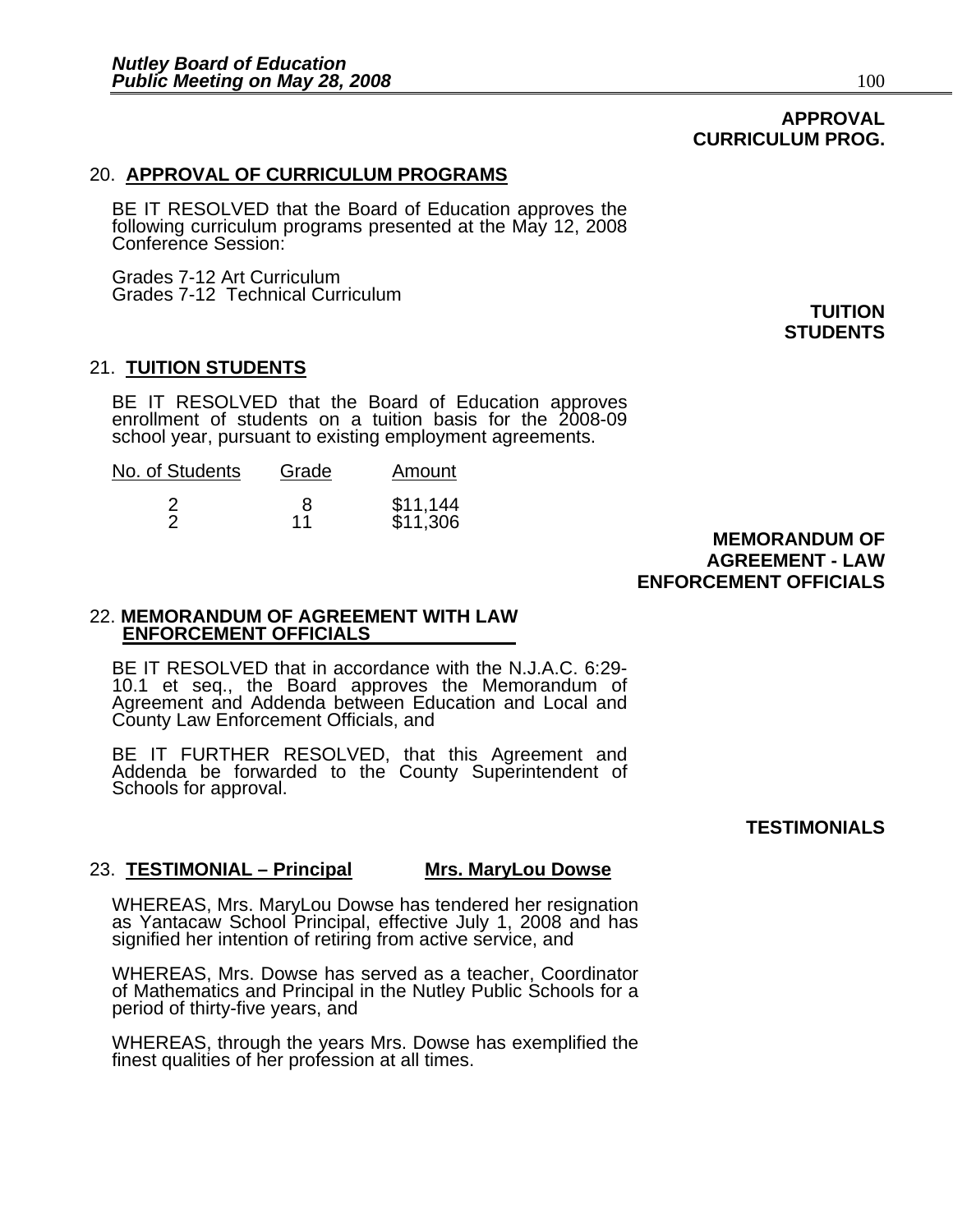**APPROVAL CURRICULUM PROG.**

20. **APPROVAL OF CURRICULUM PROGRAMS**

BE IT RESOLVED that the Board of Education approves the following curriculum programs presented at the May 12, 2008 Conference Session:

Grades 7-12 Art Curriculum
Grades 7-12 Technical Curriculum

**TUITION STUDENTS**

21. **TUITION STUDENTS**

BE IT RESOLVED that the Board of Education approves enrollment of students on a tuition basis for the 2008-09 school year, pursuant to existing employment agreements.

| No. of Students | Grade | Amount |
|---|---|---|
| 2 | 8 | $11,144 |
| 2 | 11 | $11,306 |

**MEMORANDUM OF AGREEMENT - LAW ENFORCEMENT OFFICIALS**

22. **MEMORANDUM OF AGREEMENT WITH LAW ENFORCEMENT OFFICIALS**

BE IT RESOLVED that in accordance with the N.J.A.C. 6:29-10.1 et seq., the Board approves the Memorandum of Agreement and Addenda between Education and Local and County Law Enforcement Officials, and

BE IT FURTHER RESOLVED, that this Agreement and Addenda be forwarded to the County Superintendent of Schools for approval.

**TESTIMONIALS**

23. **TESTIMONIAL – Principal** **Mrs. MaryLou Dowse**

WHEREAS, Mrs. MaryLou Dowse has tendered her resignation as Yantacaw School Principal, effective July 1, 2008 and has signified her intention of retiring from active service, and

WHEREAS, Mrs. Dowse has served as a teacher, Coordinator of Mathematics and Principal in the Nutley Public Schools for a period of thirty-five years, and

WHEREAS, through the years Mrs. Dowse has exemplified the finest qualities of her profession at all times.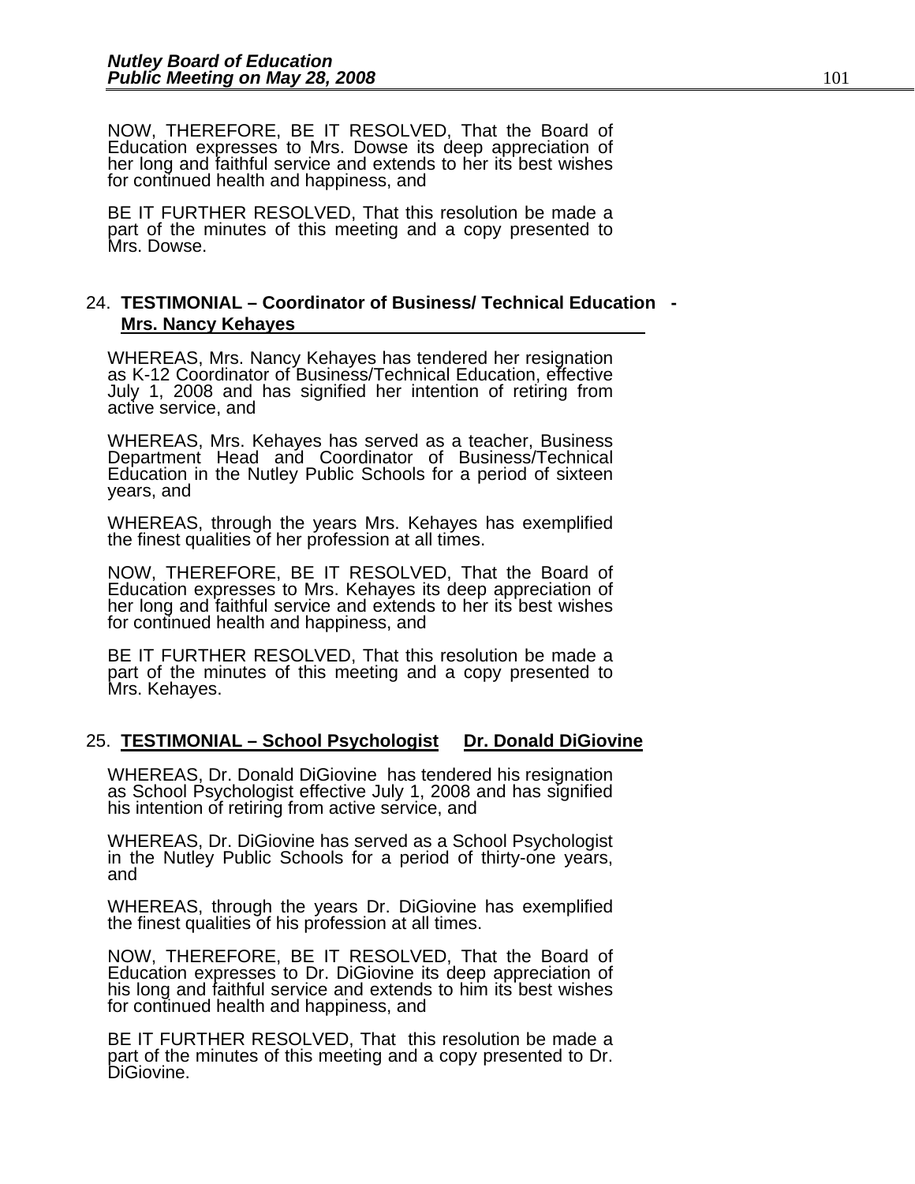NOW, THEREFORE, BE IT RESOLVED, That the Board of Education expresses to Mrs. Dowse its deep appreciation of her long and faithful service and extends to her its best wishes for continued health and happiness, and

BE IT FURTHER RESOLVED, That this resolution be made a part of the minutes of this meeting and a copy presented to Mrs. Dowse.

24. **TESTIMONIAL – Coordinator of Business/ Technical Education - Mrs. Nancy Kehayes**

WHEREAS, Mrs. Nancy Kehayes has tendered her resignation as K-12 Coordinator of Business/Technical Education, effective July 1, 2008 and has signified her intention of retiring from active service, and

WHEREAS, Mrs. Kehayes has served as a teacher, Business Department Head and Coordinator of Business/Technical Education in the Nutley Public Schools for a period of sixteen years, and

WHEREAS, through the years Mrs. Kehayes has exemplified the finest qualities of her profession at all times.

NOW, THEREFORE, BE IT RESOLVED, That the Board of Education expresses to Mrs. Kehayes its deep appreciation of her long and faithful service and extends to her its best wishes for continued health and happiness, and

BE IT FURTHER RESOLVED, That this resolution be made a part of the minutes of this meeting and a copy presented to Mrs. Kehayes.

25. **TESTIMONIAL – School Psychologist Dr. Donald DiGiovine**

WHEREAS, Dr. Donald DiGiovine has tendered his resignation as School Psychologist effective July 1, 2008 and has signified his intention of retiring from active service, and

WHEREAS, Dr. DiGiovine has served as a School Psychologist in the Nutley Public Schools for a period of thirty-one years, and

WHEREAS, through the years Dr. DiGiovine has exemplified the finest qualities of his profession at all times.

NOW, THEREFORE, BE IT RESOLVED, That the Board of Education expresses to Dr. DiGiovine its deep appreciation of his long and faithful service and extends to him its best wishes for continued health and happiness, and

BE IT FURTHER RESOLVED, That this resolution be made a part of the minutes of this meeting and a copy presented to Dr. DiGiovine.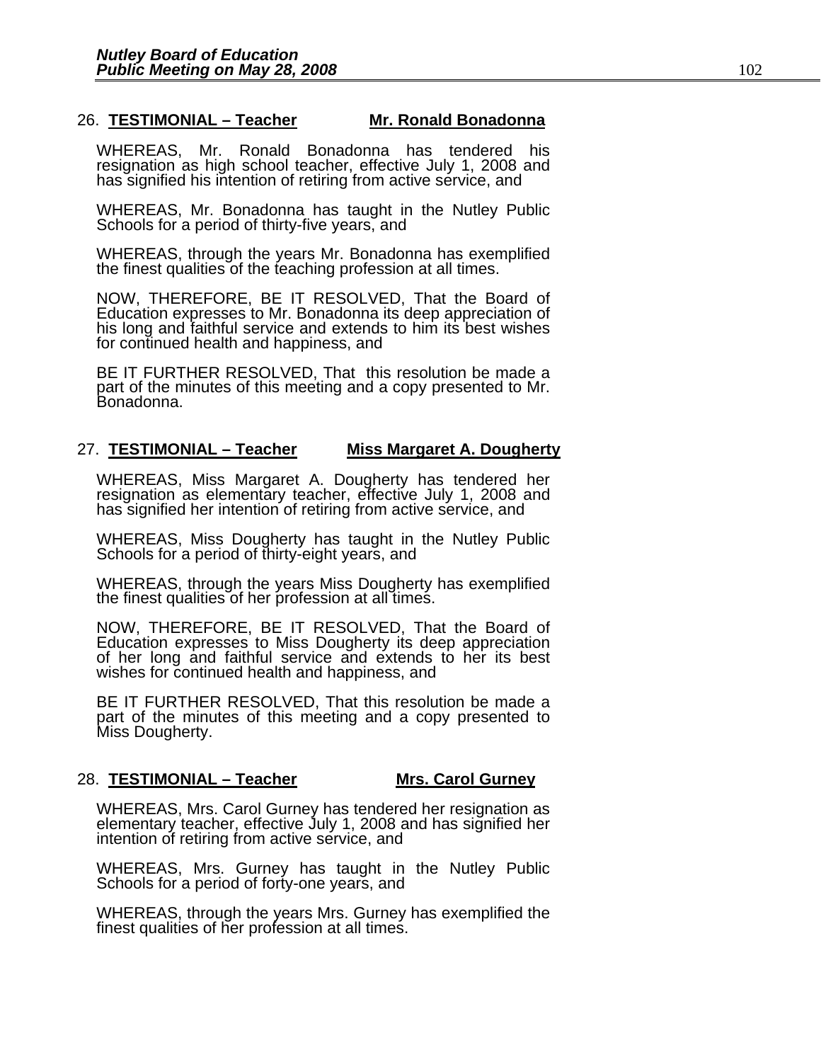26. **TESTIMONIAL – Teacher** **Mr. Ronald Bonadonna**

WHEREAS, Mr. Ronald Bonadonna has tendered his resignation as high school teacher, effective July 1, 2008 and has signified his intention of retiring from active service, and

WHEREAS, Mr. Bonadonna has taught in the Nutley Public Schools for a period of thirty-five years, and

WHEREAS, through the years Mr. Bonadonna has exemplified the finest qualities of the teaching profession at all times.

NOW, THEREFORE, BE IT RESOLVED, That the Board of Education expresses to Mr. Bonadonna its deep appreciation of his long and faithful service and extends to him its best wishes for continued health and happiness, and

BE IT FURTHER RESOLVED, That this resolution be made a part of the minutes of this meeting and a copy presented to Mr. Bonadonna.

27. **TESTIMONIAL – Teacher** **Miss Margaret A. Dougherty**

WHEREAS, Miss Margaret A. Dougherty has tendered her resignation as elementary teacher, effective July 1, 2008 and has signified her intention of retiring from active service, and

WHEREAS, Miss Dougherty has taught in the Nutley Public Schools for a period of thirty-eight years, and

WHEREAS, through the years Miss Dougherty has exemplified the finest qualities of her profession at all times.

NOW, THEREFORE, BE IT RESOLVED, That the Board of Education expresses to Miss Dougherty its deep appreciation of her long and faithful service and extends to her its best wishes for continued health and happiness, and

BE IT FURTHER RESOLVED, That this resolution be made a part of the minutes of this meeting and a copy presented to Miss Dougherty.

28. **TESTIMONIAL – Teacher** **Mrs. Carol Gurney**

WHEREAS, Mrs. Carol Gurney has tendered her resignation as elementary teacher, effective July 1, 2008 and has signified her intention of retiring from active service, and

WHEREAS, Mrs. Gurney has taught in the Nutley Public Schools for a period of forty-one years, and

WHEREAS, through the years Mrs. Gurney has exemplified the finest qualities of her profession at all times.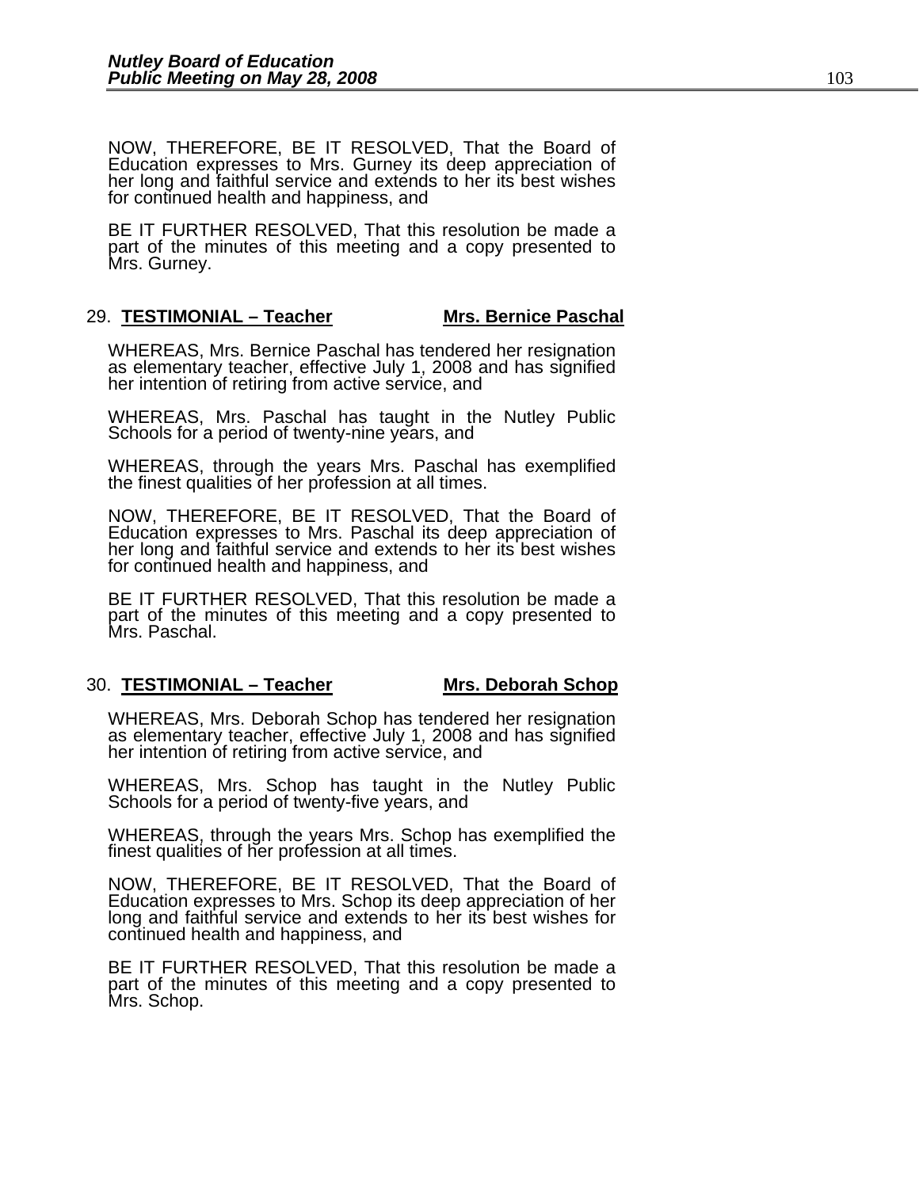NOW, THEREFORE, BE IT RESOLVED, That the Board of Education expresses to Mrs. Gurney its deep appreciation of her long and faithful service and extends to her its best wishes for continued health and happiness, and

BE IT FURTHER RESOLVED, That this resolution be made a part of the minutes of this meeting and a copy presented to Mrs. Gurney.

29. **TESTIMONIAL – Teacher** **Mrs. Bernice Paschal**

WHEREAS, Mrs. Bernice Paschal has tendered her resignation as elementary teacher, effective July 1, 2008 and has signified her intention of retiring from active service, and

WHEREAS, Mrs. Paschal has taught in the Nutley Public Schools for a period of twenty-nine years, and

WHEREAS, through the years Mrs. Paschal has exemplified the finest qualities of her profession at all times.

NOW, THEREFORE, BE IT RESOLVED, That the Board of Education expresses to Mrs. Paschal its deep appreciation of her long and faithful service and extends to her its best wishes for continued health and happiness, and

BE IT FURTHER RESOLVED, That this resolution be made a part of the minutes of this meeting and a copy presented to Mrs. Paschal.

30. **TESTIMONIAL – Teacher** **Mrs. Deborah Schop**

WHEREAS, Mrs. Deborah Schop has tendered her resignation as elementary teacher, effective July 1, 2008 and has signified her intention of retiring from active service, and

WHEREAS, Mrs. Schop has taught in the Nutley Public Schools for a period of twenty-five years, and

WHEREAS, through the years Mrs. Schop has exemplified the finest qualities of her profession at all times.

NOW, THEREFORE, BE IT RESOLVED, That the Board of Education expresses to Mrs. Schop its deep appreciation of her long and faithful service and extends to her its best wishes for continued health and happiness, and

BE IT FURTHER RESOLVED, That this resolution be made a part of the minutes of this meeting and a copy presented to Mrs. Schop.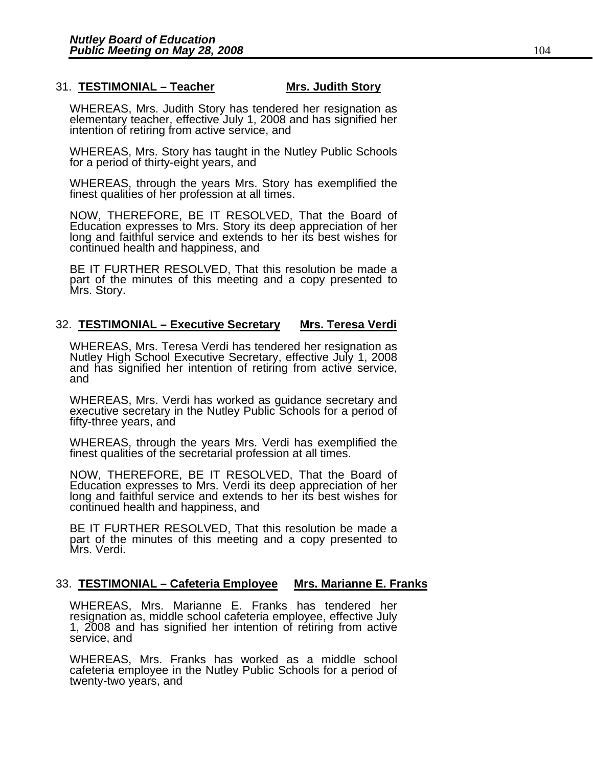31. **TESTIMONIAL – Teacher** **Mrs. Judith Story**

WHEREAS, Mrs. Judith Story has tendered her resignation as elementary teacher, effective July 1, 2008 and has signified her intention of retiring from active service, and

WHEREAS, Mrs. Story has taught in the Nutley Public Schools for a period of thirty-eight years, and

WHEREAS, through the years Mrs. Story has exemplified the finest qualities of her profession at all times.

NOW, THEREFORE, BE IT RESOLVED, That the Board of Education expresses to Mrs. Story its deep appreciation of her long and faithful service and extends to her its best wishes for continued health and happiness, and

BE IT FURTHER RESOLVED, That this resolution be made a part of the minutes of this meeting and a copy presented to Mrs. Story.

32. **TESTIMONIAL – Executive Secretary** **Mrs. Teresa Verdi**

WHEREAS, Mrs. Teresa Verdi has tendered her resignation as Nutley High School Executive Secretary, effective July 1, 2008 and has signified her intention of retiring from active service, and

WHEREAS, Mrs. Verdi has worked as guidance secretary and executive secretary in the Nutley Public Schools for a period of fifty-three years, and

WHEREAS, through the years Mrs. Verdi has exemplified the finest qualities of the secretarial profession at all times.

NOW, THEREFORE, BE IT RESOLVED, That the Board of Education expresses to Mrs. Verdi its deep appreciation of her long and faithful service and extends to her its best wishes for continued health and happiness, and

BE IT FURTHER RESOLVED, That this resolution be made a part of the minutes of this meeting and a copy presented to Mrs. Verdi.

33. **TESTIMONIAL – Cafeteria Employee** **Mrs. Marianne E. Franks**

WHEREAS, Mrs. Marianne E. Franks has tendered her resignation as, middle school cafeteria employee, effective July 1, 2008 and has signified her intention of retiring from active service, and

WHEREAS, Mrs. Franks has worked as a middle school cafeteria employee in the Nutley Public Schools for a period of twenty-two years, and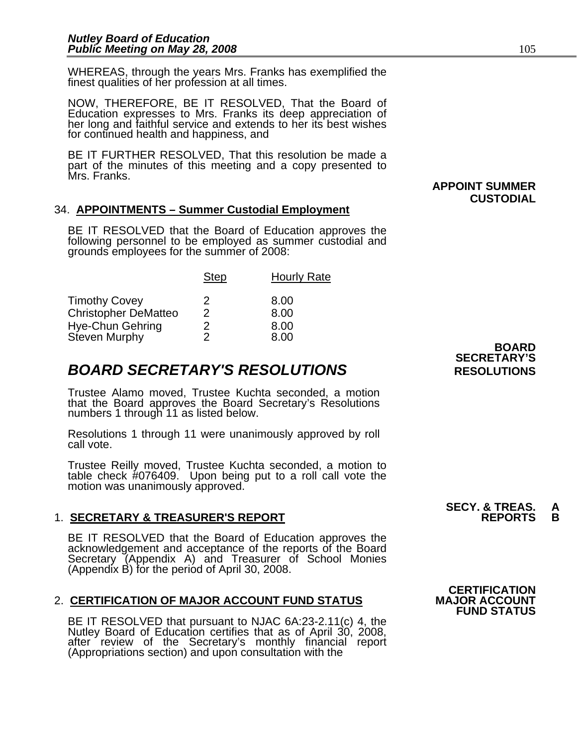WHEREAS, through the years Mrs. Franks has exemplified the finest qualities of her profession at all times.

NOW, THEREFORE, BE IT RESOLVED, That the Board of Education expresses to Mrs. Franks its deep appreciation of her long and faithful service and extends to her its best wishes for continued health and happiness, and

BE IT FURTHER RESOLVED, That this resolution be made a part of the minutes of this meeting and a copy presented to Mrs. Franks.

**APPOINT SUMMER CUSTODIAL**

34. **APPOINTMENTS – Summer Custodial Employment**

BE IT RESOLVED that the Board of Education approves the following personnel to be employed as summer custodial and grounds employees for the summer of 2008:

| | Step | Hourly Rate |
|---|---|---|
| Timothy Covey | 2 | 8.00 |
| Christopher DeMatteo | 2 | 8.00 |
| Hye-Chun Gehring | 2 | 8.00 |
| Steven Murphy | 2 | 8.00 |

**BOARD SECRETARY'S RESOLUTIONS**

## *BOARD SECRETARY'S RESOLUTIONS*

Trustee Alamo moved, Trustee Kuchta seconded, a motion that the Board approves the Board Secretary's Resolutions numbers 1 through 11 as listed below.

Resolutions 1 through 11 were unanimously approved by roll call vote.

Trustee Reilly moved, Trustee Kuchta seconded, a motion to table check #076409. Upon being put to a roll call vote the motion was unanimously approved.

**SECY. & TREAS. REPORTS A B**

1. **SECRETARY & TREASURER'S REPORT**

BE IT RESOLVED that the Board of Education approves the acknowledgement and acceptance of the reports of the Board Secretary (Appendix A) and Treasurer of School Monies (Appendix B) for the period of April 30, 2008.

**CERTIFICATION MAJOR ACCOUNT FUND STATUS**

2. **CERTIFICATION OF MAJOR ACCOUNT FUND STATUS**

BE IT RESOLVED that pursuant to NJAC 6A:23-2.11(c) 4, the Nutley Board of Education certifies that as of April 30, 2008, after review of the Secretary's monthly financial report (Appropriations section) and upon consultation with the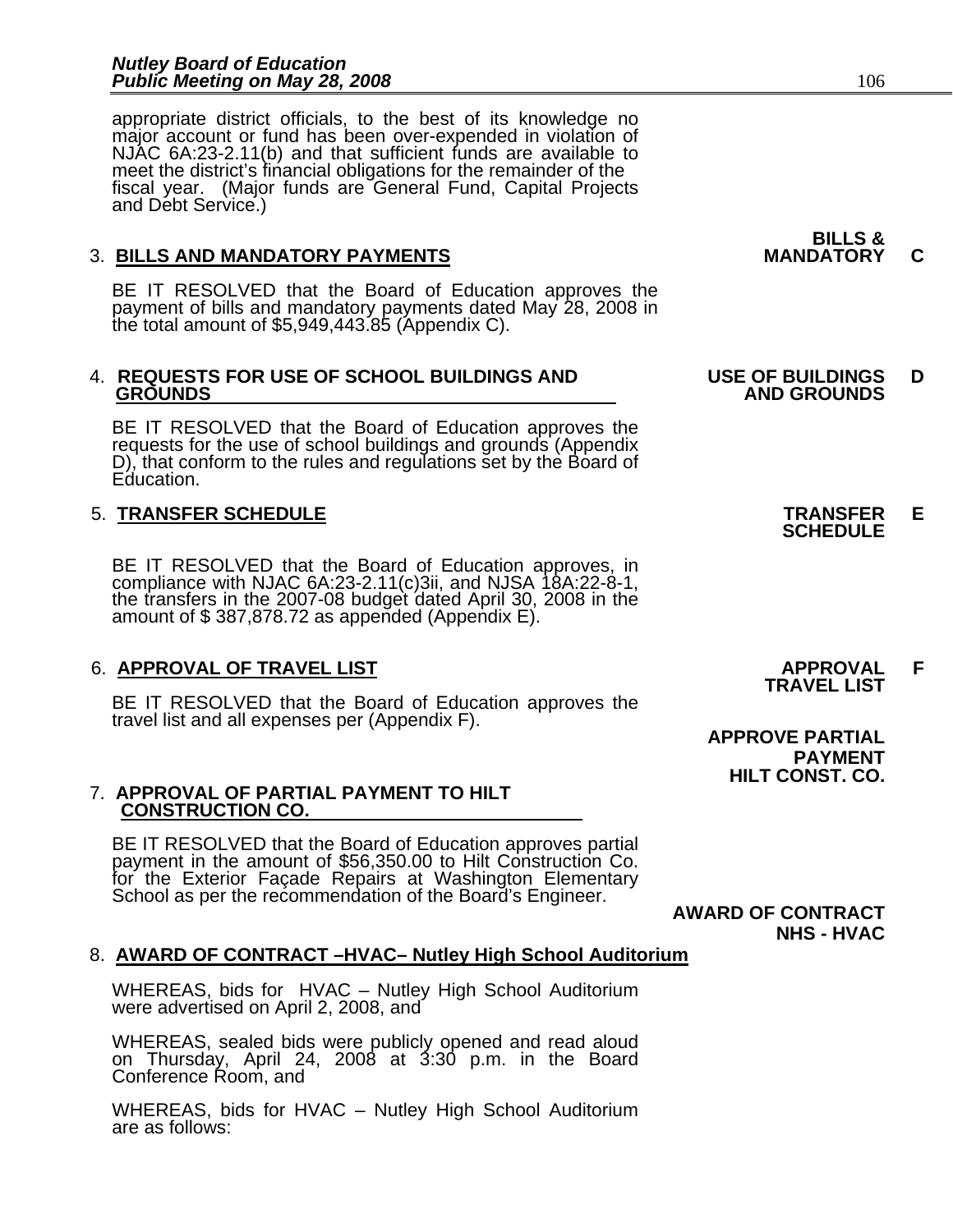appropriate district officials, to the best of its knowledge no major account or fund has been over-expended in violation of NJAC 6A:23-2.11(b) and that sufficient funds are available to meet the district's financial obligations for the remainder of the fiscal year. (Major funds are General Fund, Capital Projects and Debt Service.)

**BILLS & MANDATORY C**

3. **BILLS AND MANDATORY PAYMENTS**

BE IT RESOLVED that the Board of Education approves the payment of bills and mandatory payments dated May 28, 2008 in the total amount of $5,949,443.85 (Appendix C).

**USE OF BUILDINGS AND GROUNDS D**

4. **REQUESTS FOR USE OF SCHOOL BUILDINGS AND GROUNDS**

BE IT RESOLVED that the Board of Education approves the requests for the use of school buildings and grounds (Appendix D), that conform to the rules and regulations set by the Board of Education.

**TRANSFER SCHEDULE E**

5. **TRANSFER SCHEDULE**

BE IT RESOLVED that the Board of Education approves, in compliance with NJAC 6A:23-2.11(c)3ii, and NJSA 18A:22-8-1, the transfers in the 2007-08 budget dated April 30, 2008 in the amount of $ 387,878.72 as appended (Appendix E).

**APPROVAL TRAVEL LIST F**

6. **APPROVAL OF TRAVEL LIST**

BE IT RESOLVED that the Board of Education approves the travel list and all expenses per (Appendix F).

**APPROVE PARTIAL PAYMENT HILT CONST. CO.**

7. **APPROVAL OF PARTIAL PAYMENT TO HILT CONSTRUCTION CO.**

BE IT RESOLVED that the Board of Education approves partial payment in the amount of $56,350.00 to Hilt Construction Co. for the Exterior Façade Repairs at Washington Elementary School as per the recommendation of the Board's Engineer.

**AWARD OF CONTRACT NHS - HVAC**

8. **AWARD OF CONTRACT –HVAC– Nutley High School Auditorium**

WHEREAS, bids for HVAC – Nutley High School Auditorium were advertised on April 2, 2008, and

WHEREAS, sealed bids were publicly opened and read aloud on Thursday, April 24, 2008 at 3:30 p.m. in the Board Conference Room, and

WHEREAS, bids for HVAC – Nutley High School Auditorium are as follows: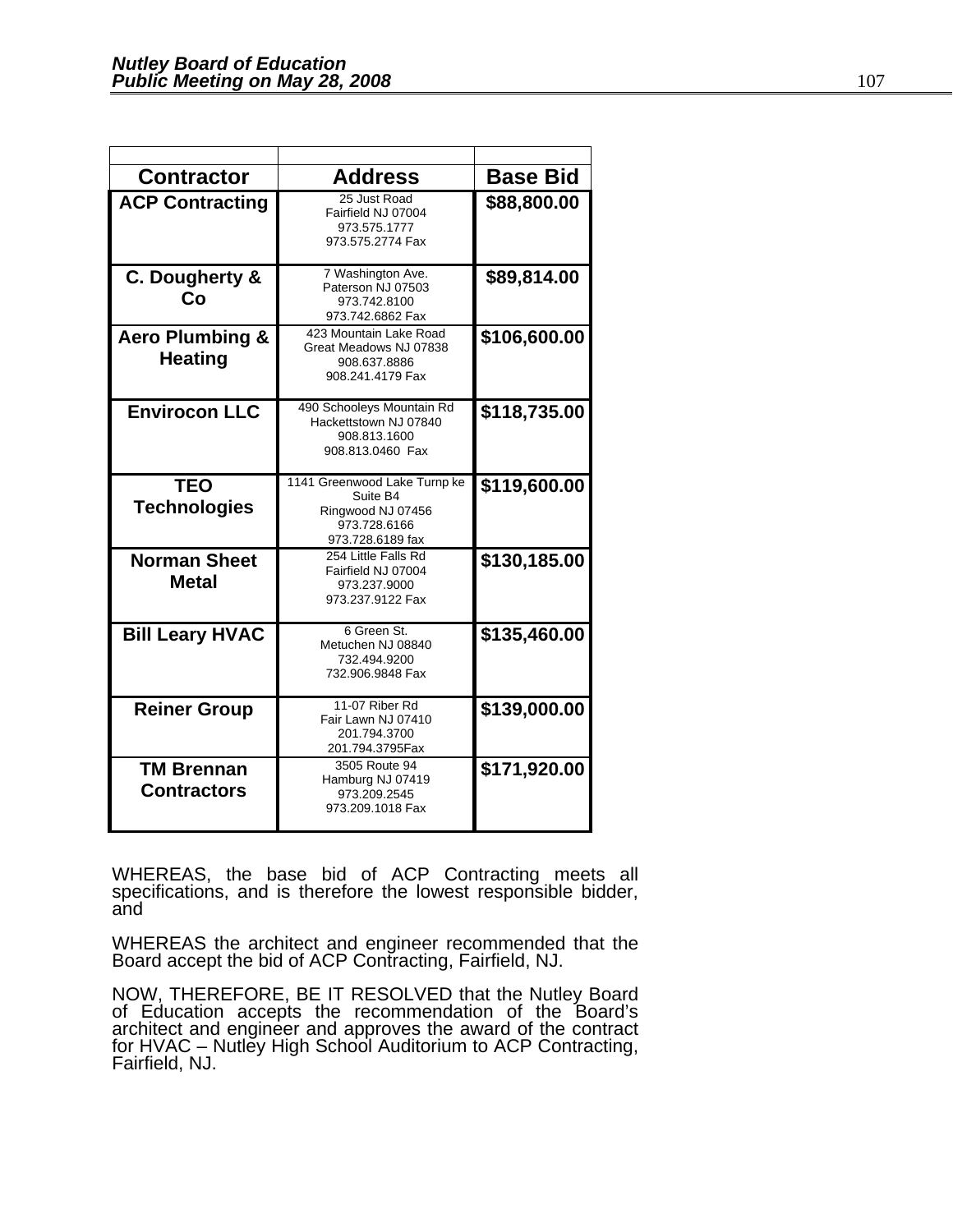| Contractor | Address | Base Bid |
| --- | --- | --- |
| ACP Contracting | 25 Just Road<br>Fairfield NJ 07004<br>973.575.1777<br>973.575.2774 Fax | $88,800.00 |
| C. Dougherty & Co | 7 Washington Ave.<br>Paterson NJ 07503<br>973.742.8100<br>973.742.6862 Fax | $89,814.00 |
| Aero Plumbing & Heating | 423 Mountain Lake Road<br>Great Meadows NJ 07838<br>908.637.8886<br>908.241.4179 Fax | $106,600.00 |
| Envirocon LLC | 490 Schooleys Mountain Rd<br>Hackettstown NJ 07840<br>908.813.1600<br>908.813.0460 Fax | $118,735.00 |
| TEO Technologies | 1141 Greenwood Lake Turnp ke<br>Suite B4<br>Ringwood NJ 07456<br>973.728.6166<br>973.728.6189 fax | $119,600.00 |
| Norman Sheet Metal | 254 Little Falls Rd<br>Fairfield NJ 07004<br>973.237.9000<br>973.237.9122 Fax | $130,185.00 |
| Bill Leary HVAC | 6 Green St.<br>Metuchen NJ 08840<br>732.494.9200<br>732.906.9848 Fax | $135,460.00 |
| Reiner Group | 11-07 Riber Rd<br>Fair Lawn NJ 07410<br>201.794.3700<br>201.794.3795Fax | $139,000.00 |
| TM Brennan Contractors | 3505 Route 94<br>Hamburg NJ 07419<br>973.209.2545<br>973.209.1018 Fax | $171,920.00 |

WHEREAS, the base bid of ACP Contracting meets all specifications, and is therefore the lowest responsible bidder, and

WHEREAS the architect and engineer recommended that the Board accept the bid of ACP Contracting, Fairfield, NJ.

NOW, THEREFORE, BE IT RESOLVED that the Nutley Board of Education accepts the recommendation of the Board's architect and engineer and approves the award of the contract for HVAC – Nutley High School Auditorium to ACP Contracting, Fairfield, NJ.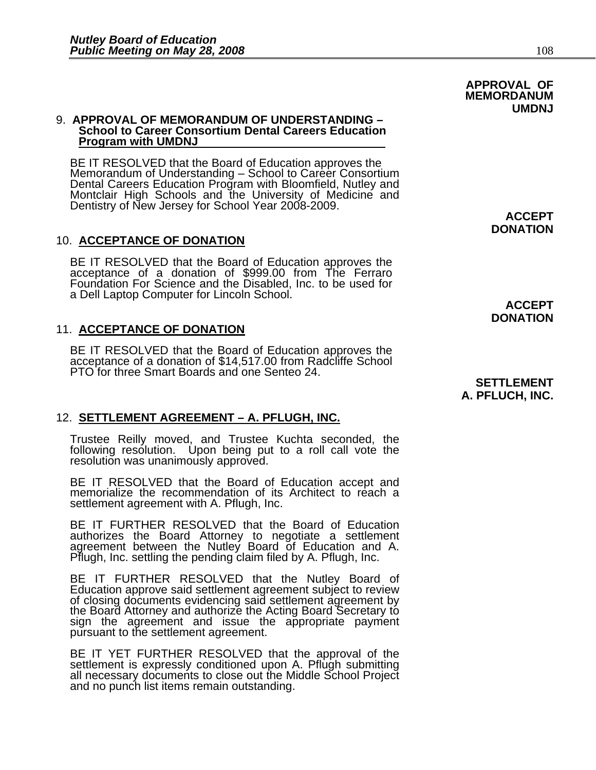**APPROVAL OF MEMORDANUM UMDNJ**

9. **APPROVAL OF MEMORANDUM OF UNDERSTANDING – School to Career Consortium Dental Careers Education Program with UMDNJ**

BE IT RESOLVED that the Board of Education approves the Memorandum of Understanding – School to Career Consortium Dental Careers Education Program with Bloomfield, Nutley and Montclair High Schools and the University of Medicine and Dentistry of New Jersey for School Year 2008-2009.

**ACCEPT DONATION**

10. **ACCEPTANCE OF DONATION**

BE IT RESOLVED that the Board of Education approves the acceptance of a donation of $999.00 from The Ferraro Foundation For Science and the Disabled, Inc. to be used for a Dell Laptop Computer for Lincoln School.

**ACCEPT DONATION**

11. **ACCEPTANCE OF DONATION**

BE IT RESOLVED that the Board of Education approves the acceptance of a donation of $14,517.00 from Radcliffe School PTO for three Smart Boards and one Senteo 24.

**SETTLEMENT A. PFLUCH, INC.**

12. **SETTLEMENT AGREEMENT – A. PFLUGH, INC.**

Trustee Reilly moved, and Trustee Kuchta seconded, the following resolution. Upon being put to a roll call vote the resolution was unanimously approved.

BE IT RESOLVED that the Board of Education accept and memorialize the recommendation of its Architect to reach a settlement agreement with A. Pflugh, Inc.

BE IT FURTHER RESOLVED that the Board of Education authorizes the Board Attorney to negotiate a settlement agreement between the Nutley Board of Education and A. Pflugh, Inc. settling the pending claim filed by A. Pflugh, Inc.

BE IT FURTHER RESOLVED that the Nutley Board of Education approve said settlement agreement subject to review of closing documents evidencing said settlement agreement by the Board Attorney and authorize the Acting Board Secretary to sign the agreement and issue the appropriate payment pursuant to the settlement agreement.

BE IT YET FURTHER RESOLVED that the approval of the settlement is expressly conditioned upon A. Pflugh submitting all necessary documents to close out the Middle School Project and no punch list items remain outstanding.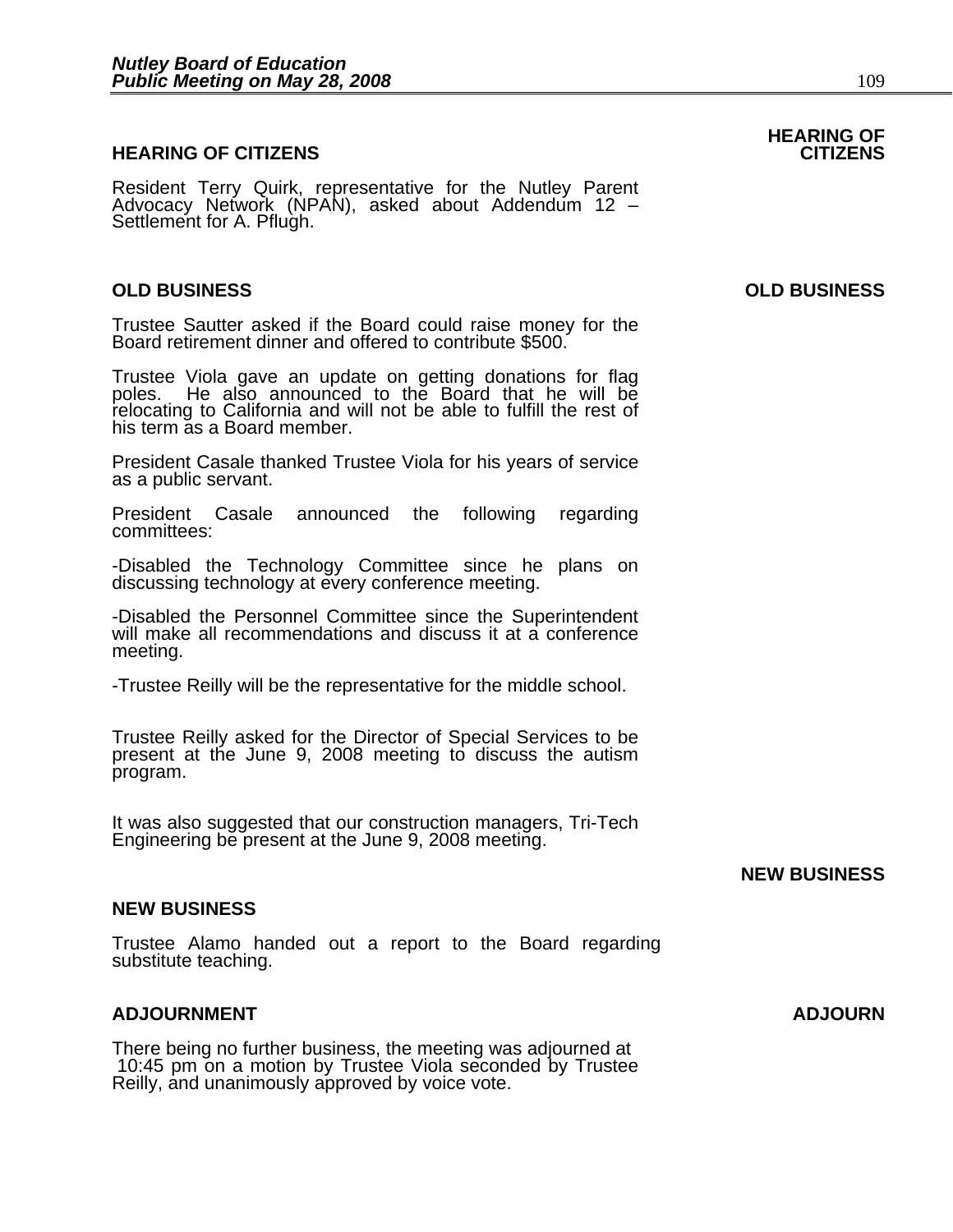## HEARING OF CITIZENS

Resident Terry Quirk, representative for the Nutley Parent Advocacy Network (NPAN), asked about Addendum 12 – Settlement for A. Pflugh.

## OLD BUSINESS

Trustee Sautter asked if the Board could raise money for the Board retirement dinner and offered to contribute $500.

Trustee Viola gave an update on getting donations for flag poles. He also announced to the Board that he will be relocating to California and will not be able to fulfill the rest of his term as a Board member.

President Casale thanked Trustee Viola for his years of service as a public servant.

President Casale announced the following regarding committees:

-Disabled the Technology Committee since he plans on discussing technology at every conference meeting.

-Disabled the Personnel Committee since the Superintendent will make all recommendations and discuss it at a conference meeting.

-Trustee Reilly will be the representative for the middle school.

Trustee Reilly asked for the Director of Special Services to be present at the June 9, 2008 meeting to discuss the autism program.

It was also suggested that our construction managers, Tri-Tech Engineering be present at the June 9, 2008 meeting.

## NEW BUSINESS

Trustee Alamo handed out a report to the Board regarding substitute teaching.

## ADJOURNMENT

There being no further business, the meeting was adjourned at 10:45 pm on a motion by Trustee Viola seconded by Trustee Reilly, and unanimously approved by voice vote.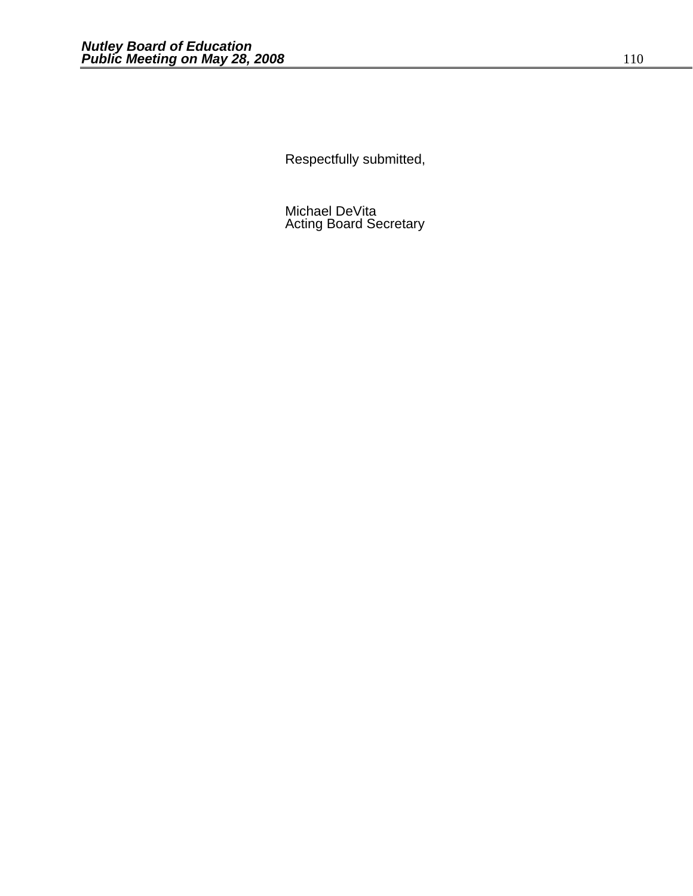Respectfully submitted,

Michael DeVita
Acting Board Secretary